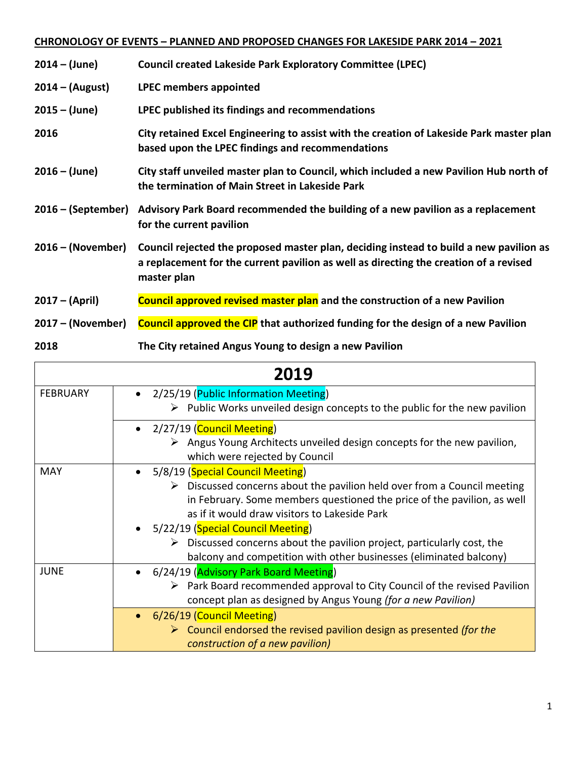**CHRONOLOGY OF EVENTS – PLANNED AND PROPOSED CHANGES FOR LAKESIDE PARK 2014 – 2021**

| | |
|---|---|
| **2014 – (June)** | **Council created Lakeside Park Exploratory Committee (LPEC)** |
| **2014 – (August)** | **LPEC members appointed** |
| **2015 – (June)** | **LPEC published its findings and recommendations** |
| **2016** | **City retained Excel Engineering to assist with the creation of Lakeside Park master plan based upon the LPEC findings and recommendations** |
| **2016 – (June)** | **City staff unveiled master plan to Council, which included a new Pavilion Hub north of the termination of Main Street in Lakeside Park** |
| **2016 – (September)** | **Advisory Park Board recommended the building of a new pavilion as a replacement for the current pavilion** |
| **2016 – (November)** | **Council rejected the proposed master plan, deciding instead to build a new pavilion as a replacement for the current pavilion as well as directing the creation of a revised master plan** |
| **2017 – (April)** | **Council approved revised master plan and the construction of a new Pavilion** |
| **2017 – (November)** | **Council approved the CIP that authorized funding for the design of a new Pavilion** |
| **2018** | **The City retained Angus Young to design a new Pavilion** |

| 2019 | |
|---|---|
| FEBRUARY | • 2/25/19 (Public Information Meeting)<br>➢ Public Works unveiled design concepts to the public for the new pavilion |
| | • 2/27/19 (Council Meeting)<br>➢ Angus Young Architects unveiled design concepts for the new pavilion, which were rejected by Council |
| MAY | • 5/8/19 (Special Council Meeting)<br>➢ Discussed concerns about the pavilion held over from a Council meeting in February. Some members questioned the price of the pavilion, as well as if it would draw visitors to Lakeside Park<br>• 5/22/19 (Special Council Meeting)<br>➢ Discussed concerns about the pavilion project, particularly cost, the balcony and competition with other businesses (eliminated balcony) |
| JUNE | • 6/24/19 (Advisory Park Board Meeting)<br>➢ Park Board recommended approval to City Council of the revised Pavilion concept plan as designed by Angus Young *(for a new Pavilion)* |
| | • 6/26/19 (Council Meeting)<br>➢ Council endorsed the revised pavilion design as presented *(for the construction of a new pavilion)* |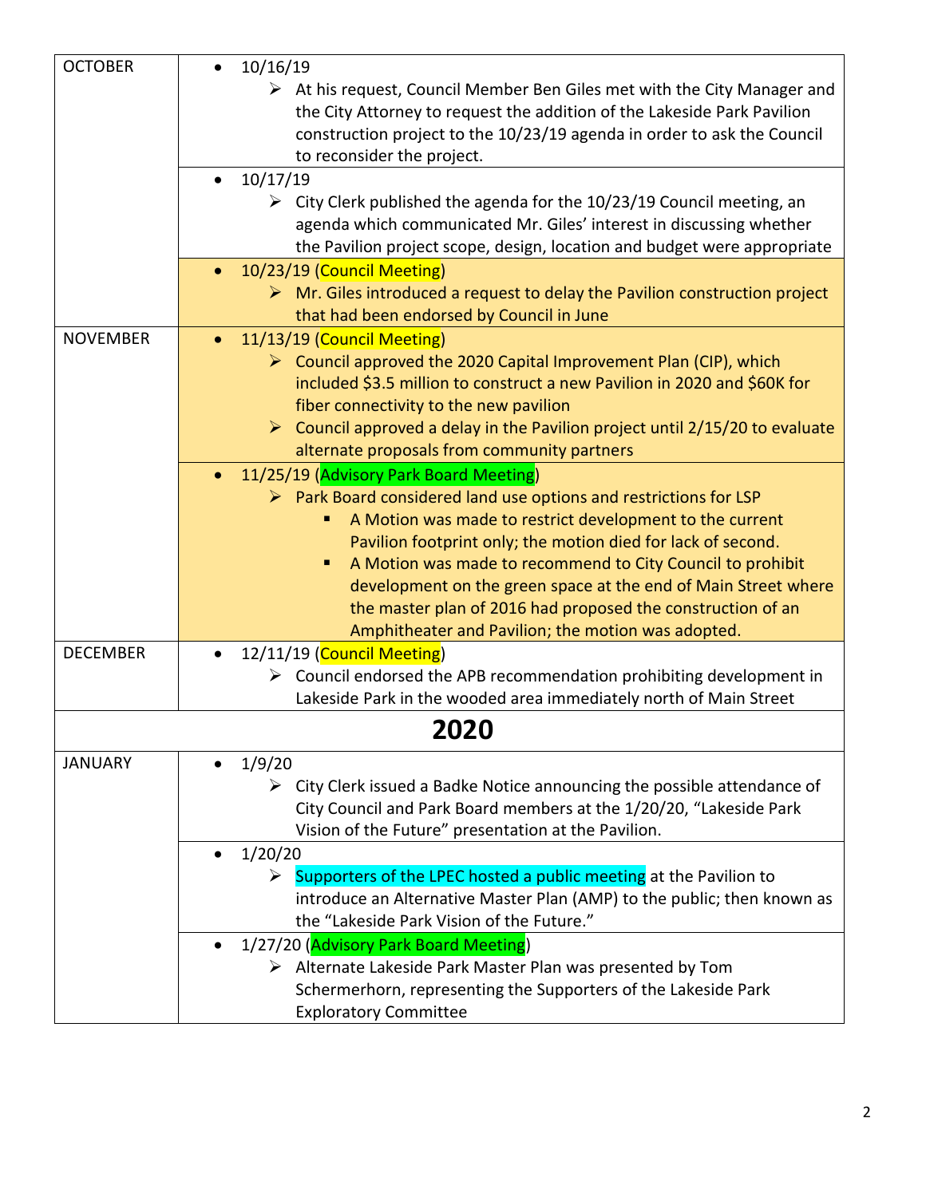| | |
|---|---|
| OCTOBER | • 10/16/19<br>➢ At his request, Council Member Ben Giles met with the City Manager and the City Attorney to request the addition of the Lakeside Park Pavilion construction project to the 10/23/19 agenda in order to ask the Council to reconsider the project. |
| | • 10/17/19<br>➢ City Clerk published the agenda for the 10/23/19 Council meeting, an agenda which communicated Mr. Giles' interest in discussing whether the Pavilion project scope, design, location and budget were appropriate |
| | • 10/23/19 (Council Meeting)<br>➢ Mr. Giles introduced a request to delay the Pavilion construction project that had been endorsed by Council in June |
| NOVEMBER | • 11/13/19 (Council Meeting)<br>➢ Council approved the 2020 Capital Improvement Plan (CIP), which included \$3.5 million to construct a new Pavilion in 2020 and \$60K for fiber connectivity to the new pavilion<br>➢ Council approved a delay in the Pavilion project until 2/15/20 to evaluate alternate proposals from community partners |
| | • 11/25/19 (Advisory Park Board Meeting)<br>➢ Park Board considered land use options and restrictions for LSP<br>▪ A Motion was made to restrict development to the current Pavilion footprint only; the motion died for lack of second.<br>▪ A Motion was made to recommend to City Council to prohibit development on the green space at the end of Main Street where the master plan of 2016 had proposed the construction of an Amphitheater and Pavilion; the motion was adopted. |
| DECEMBER | • 12/11/19 (Council Meeting)<br>➢ Council endorsed the APB recommendation prohibiting development in Lakeside Park in the wooded area immediately north of Main Street |
| **2020** | |
| JANUARY | • 1/9/20<br>➢ City Clerk issued a Badke Notice announcing the possible attendance of City Council and Park Board members at the 1/20/20, "Lakeside Park Vision of the Future" presentation at the Pavilion. |
| | • 1/20/20<br>➢ Supporters of the LPEC hosted a public meeting at the Pavilion to introduce an Alternative Master Plan (AMP) to the public; then known as the "Lakeside Park Vision of the Future." |
| | • 1/27/20 (Advisory Park Board Meeting)<br>➢ Alternate Lakeside Park Master Plan was presented by Tom Schermerhorn, representing the Supporters of the Lakeside Park Exploratory Committee |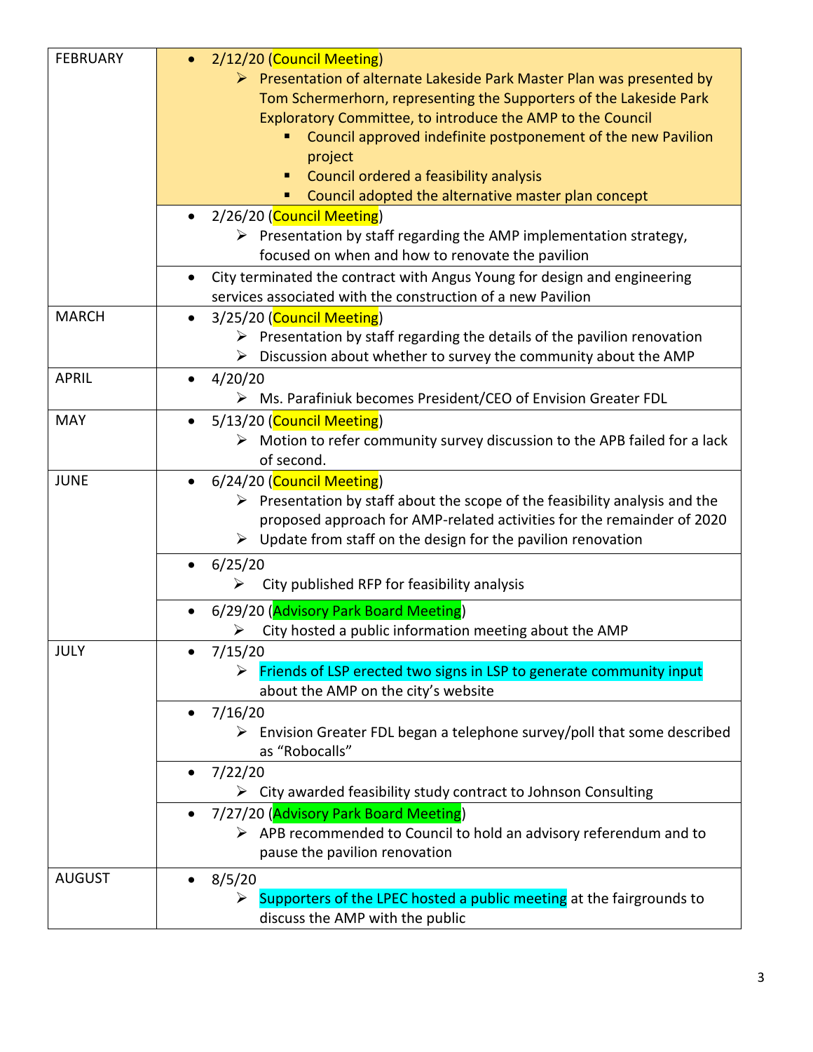| | |
|---|---|
| FEBRUARY | • 2/12/20 (Council Meeting)<br>➢ Presentation of alternate Lakeside Park Master Plan was presented by Tom Schermerhorn, representing the Supporters of the Lakeside Park Exploratory Committee, to introduce the AMP to the Council<br>▪ Council approved indefinite postponement of the new Pavilion project<br>▪ Council ordered a feasibility analysis<br>▪ Council adopted the alternative master plan concept |
| | • 2/26/20 (Council Meeting)<br>➢ Presentation by staff regarding the AMP implementation strategy, focused on when and how to renovate the pavilion |
| | • City terminated the contract with Angus Young for design and engineering services associated with the construction of a new Pavilion |
| MARCH | • 3/25/20 (Council Meeting)<br>➢ Presentation by staff regarding the details of the pavilion renovation<br>➢ Discussion about whether to survey the community about the AMP |
| APRIL | • 4/20/20<br>➢ Ms. Parafiniuk becomes President/CEO of Envision Greater FDL |
| MAY | • 5/13/20 (Council Meeting)<br>➢ Motion to refer community survey discussion to the APB failed for a lack of second. |
| JUNE | • 6/24/20 (Council Meeting)<br>➢ Presentation by staff about the scope of the feasibility analysis and the proposed approach for AMP-related activities for the remainder of 2020<br>➢ Update from staff on the design for the pavilion renovation |
| | • 6/25/20<br>➢ City published RFP for feasibility analysis |
| | • 6/29/20 (Advisory Park Board Meeting)<br>➢ City hosted a public information meeting about the AMP |
| JULY | • 7/15/20<br>➢ Friends of LSP erected two signs in LSP to generate community input about the AMP on the city's website |
| | • 7/16/20<br>➢ Envision Greater FDL began a telephone survey/poll that some described as "Robocalls" |
| | • 7/22/20<br>➢ City awarded feasibility study contract to Johnson Consulting |
| | • 7/27/20 (Advisory Park Board Meeting)<br>➢ APB recommended to Council to hold an advisory referendum and to pause the pavilion renovation |
| AUGUST | • 8/5/20<br>➢ Supporters of the LPEC hosted a public meeting at the fairgrounds to discuss the AMP with the public |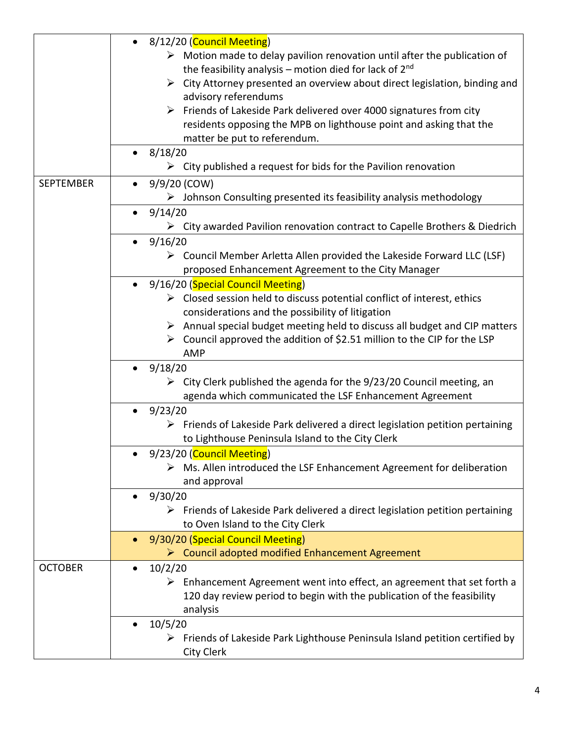| | |
|---|---|
| | • 8/12/20 (Council Meeting)<br>➢ Motion made to delay pavilion renovation until after the publication of the feasibility analysis – motion died for lack of 2nd<br>➢ City Attorney presented an overview about direct legislation, binding and advisory referendums<br>➢ Friends of Lakeside Park delivered over 4000 signatures from city residents opposing the MPB on lighthouse point and asking that the matter be put to referendum. |
| | • 8/18/20<br>➢ City published a request for bids for the Pavilion renovation |
| SEPTEMBER | • 9/9/20 (COW)<br>➢ Johnson Consulting presented its feasibility analysis methodology |
| | • 9/14/20<br>➢ City awarded Pavilion renovation contract to Capelle Brothers & Diedrich |
| | • 9/16/20<br>➢ Council Member Arletta Allen provided the Lakeside Forward LLC (LSF) proposed Enhancement Agreement to the City Manager |
| | • 9/16/20 (Special Council Meeting)<br>➢ Closed session held to discuss potential conflict of interest, ethics considerations and the possibility of litigation<br>➢ Annual special budget meeting held to discuss all budget and CIP matters<br>➢ Council approved the addition of $2.51 million to the CIP for the LSP AMP |
| | • 9/18/20<br>➢ City Clerk published the agenda for the 9/23/20 Council meeting, an agenda which communicated the LSF Enhancement Agreement |
| | • 9/23/20<br>➢ Friends of Lakeside Park delivered a direct legislation petition pertaining to Lighthouse Peninsula Island to the City Clerk |
| | • 9/23/20 (Council Meeting)<br>➢ Ms. Allen introduced the LSF Enhancement Agreement for deliberation and approval |
| | • 9/30/20<br>➢ Friends of Lakeside Park delivered a direct legislation petition pertaining to Oven Island to the City Clerk |
| | • 9/30/20 (Special Council Meeting)<br>➢ Council adopted modified Enhancement Agreement |
| OCTOBER | • 10/2/20<br>➢ Enhancement Agreement went into effect, an agreement that set forth a 120 day review period to begin with the publication of the feasibility analysis |
| | • 10/5/20<br>➢ Friends of Lakeside Park Lighthouse Peninsula Island petition certified by City Clerk |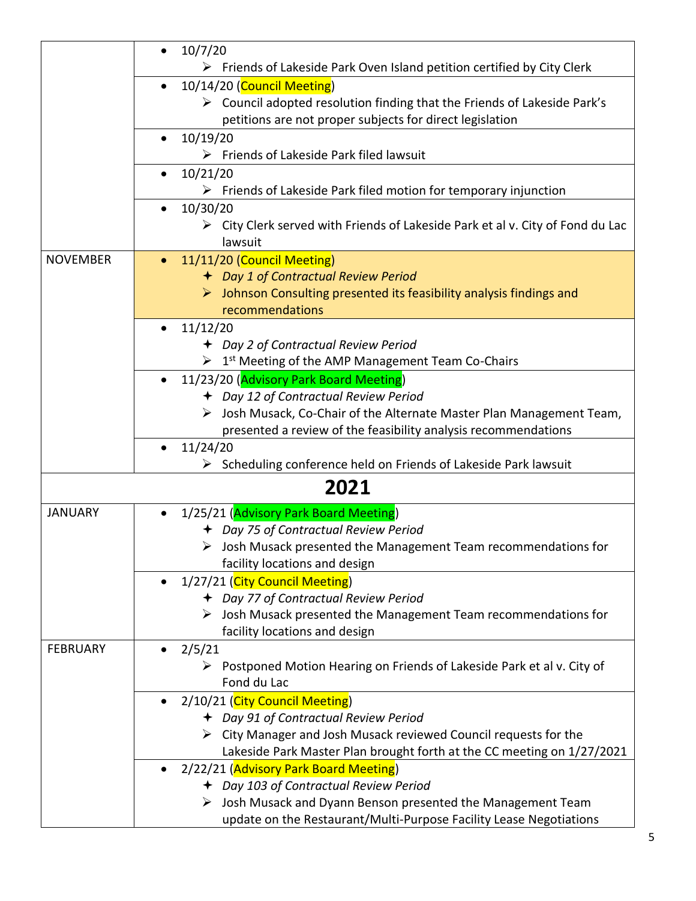| | |
|---|---|
| | • 10/7/20<br>➢ Friends of Lakeside Park Oven Island petition certified by City Clerk |
| | • 10/14/20 (Council Meeting)<br>➢ Council adopted resolution finding that the Friends of Lakeside Park's petitions are not proper subjects for direct legislation |
| | • 10/19/20<br>➢ Friends of Lakeside Park filed lawsuit |
| | • 10/21/20<br>➢ Friends of Lakeside Park filed motion for temporary injunction |
| | • 10/30/20<br>➢ City Clerk served with Friends of Lakeside Park et al v. City of Fond du Lac lawsuit |
| NOVEMBER | • 11/11/20 (Council Meeting)<br>✦ *Day 1 of Contractual Review Period*<br>➢ Johnson Consulting presented its feasibility analysis findings and recommendations |
| | • 11/12/20<br>✦ *Day 2 of Contractual Review Period*<br>➢ 1st Meeting of the AMP Management Team Co-Chairs |
| | • 11/23/20 (Advisory Park Board Meeting)<br>✦ *Day 12 of Contractual Review Period*<br>➢ Josh Musack, Co-Chair of the Alternate Master Plan Management Team, presented a review of the feasibility analysis recommendations |
| | • 11/24/20<br>➢ Scheduling conference held on Friends of Lakeside Park lawsuit |
| **2021** | |
| JANUARY | • 1/25/21 (Advisory Park Board Meeting)<br>✦ *Day 75 of Contractual Review Period*<br>➢ Josh Musack presented the Management Team recommendations for facility locations and design |
| | • 1/27/21 (City Council Meeting)<br>✦ *Day 77 of Contractual Review Period*<br>➢ Josh Musack presented the Management Team recommendations for facility locations and design |
| FEBRUARY | • 2/5/21<br>➢ Postponed Motion Hearing on Friends of Lakeside Park et al v. City of Fond du Lac |
| | • 2/10/21 (City Council Meeting)<br>✦ *Day 91 of Contractual Review Period*<br>➢ City Manager and Josh Musack reviewed Council requests for the Lakeside Park Master Plan brought forth at the CC meeting on 1/27/2021 |
| | • 2/22/21 (Advisory Park Board Meeting)<br>✦ *Day 103 of Contractual Review Period*<br>➢ Josh Musack and Dyann Benson presented the Management Team update on the Restaurant/Multi-Purpose Facility Lease Negotiations |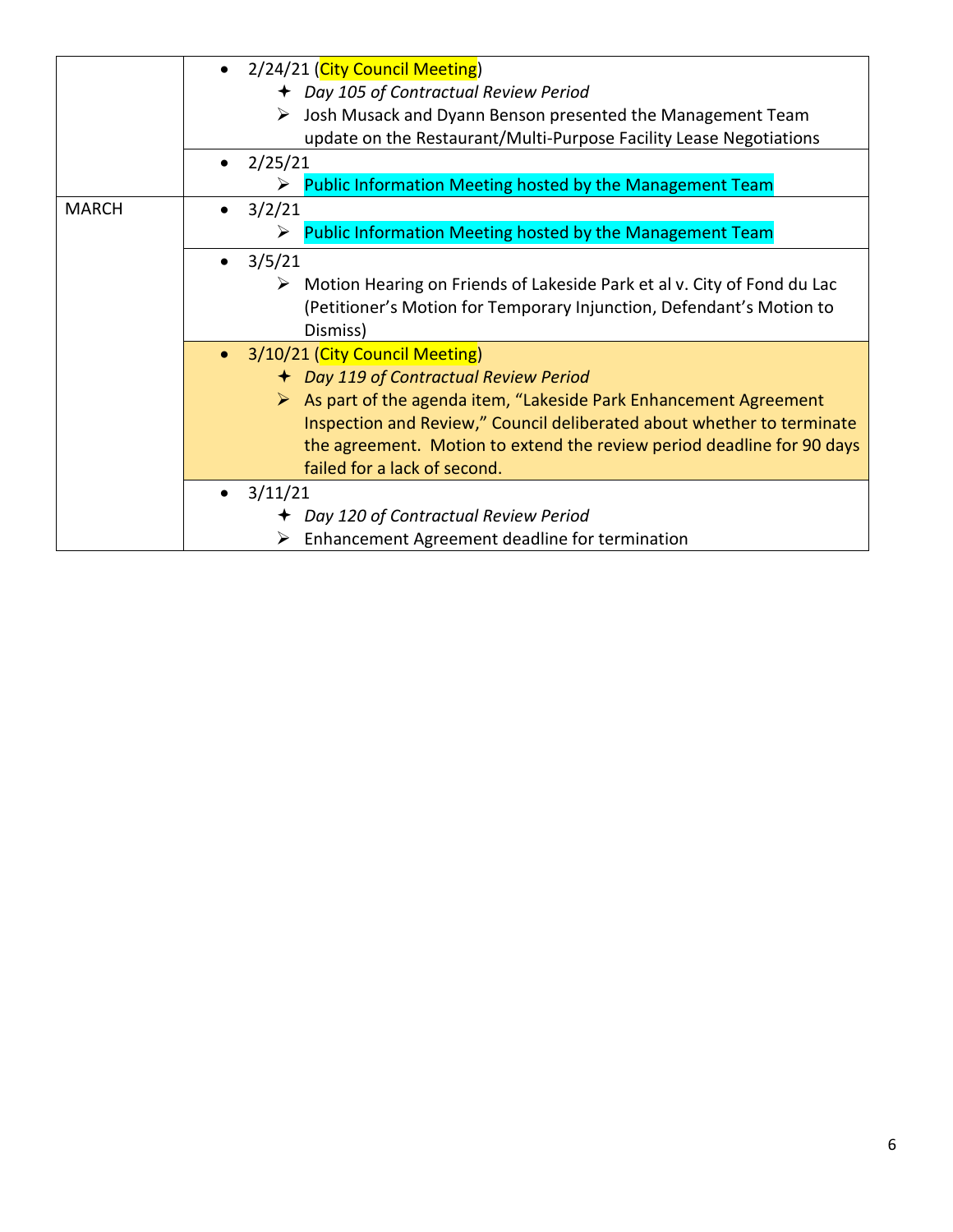| | |
|---|---|
| | • 2/24/21 (City Council Meeting)<br>✦ *Day 105 of Contractual Review Period*<br>➢ Josh Musack and Dyann Benson presented the Management Team update on the Restaurant/Multi-Purpose Facility Lease Negotiations |
| | • 2/25/21<br>➢ Public Information Meeting hosted by the Management Team |
| MARCH | • 3/2/21<br>➢ Public Information Meeting hosted by the Management Team |
| | • 3/5/21<br>➢ Motion Hearing on Friends of Lakeside Park et al v. City of Fond du Lac (Petitioner's Motion for Temporary Injunction, Defendant's Motion to Dismiss) |
| | • 3/10/21 (City Council Meeting)<br>✦ *Day 119 of Contractual Review Period*<br>➢ As part of the agenda item, "Lakeside Park Enhancement Agreement Inspection and Review," Council deliberated about whether to terminate the agreement. Motion to extend the review period deadline for 90 days failed for a lack of second. |
| | • 3/11/21<br>✦ *Day 120 of Contractual Review Period*<br>➢ Enhancement Agreement deadline for termination |